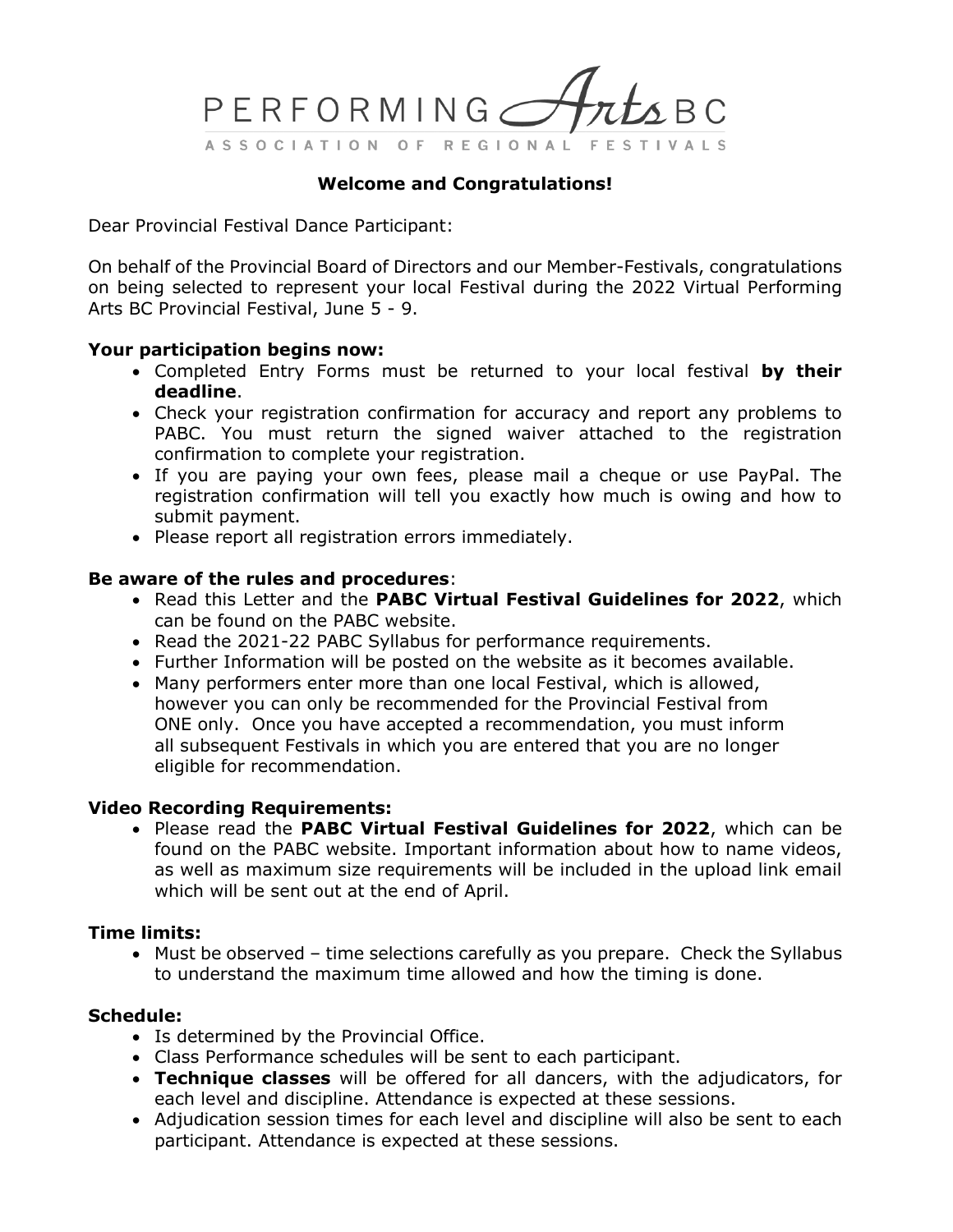PERFORMING Arts BC

ASSOCIATION OF REGIONAL FESTIVALS

**Welcome and Congratulations!**

Dear Provincial Festival Dance Participant:

On behalf of the Provincial Board of Directors and our Member-Festivals, congratulations on being selected to represent your local Festival during the 2022 Virtual Performing Arts BC Provincial Festival, June 5 - 9.

**Your participation begins now:**

- Completed Entry Forms must be returned to your local festival **by their deadline**.
- Check your registration confirmation for accuracy and report any problems to PABC. You must return the signed waiver attached to the registration confirmation to complete your registration.
- If you are paying your own fees, please mail a cheque or use PayPal. The registration confirmation will tell you exactly how much is owing and how to submit payment.
- Please report all registration errors immediately.

**Be aware of the rules and procedures**:

- Read this Letter and the **PABC Virtual Festival Guidelines for 2022**, which can be found on the PABC website.
- Read the 2021-22 PABC Syllabus for performance requirements.
- Further Information will be posted on the website as it becomes available.
- Many performers enter more than one local Festival, which is allowed, however you can only be recommended for the Provincial Festival from ONE only. Once you have accepted a recommendation, you must inform all subsequent Festivals in which you are entered that you are no longer eligible for recommendation.

**Video Recording Requirements:**

- Please read the **PABC Virtual Festival Guidelines for 2022**, which can be found on the PABC website. Important information about how to name videos, as well as maximum size requirements will be included in the upload link email which will be sent out at the end of April.

**Time limits:**

- Must be observed – time selections carefully as you prepare. Check the Syllabus to understand the maximum time allowed and how the timing is done.

**Schedule:**

- Is determined by the Provincial Office.
- Class Performance schedules will be sent to each participant.
- **Technique classes** will be offered for all dancers, with the adjudicators, for each level and discipline. Attendance is expected at these sessions.
- Adjudication session times for each level and discipline will also be sent to each participant. Attendance is expected at these sessions.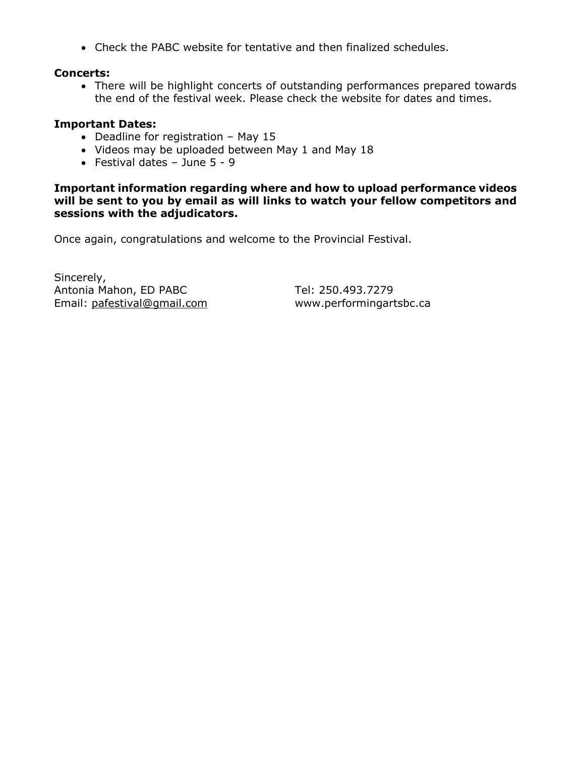- Check the PABC website for tentative and then finalized schedules.

**Concerts:**

- There will be highlight concerts of outstanding performances prepared towards the end of the festival week. Please check the website for dates and times.

**Important Dates:**

- Deadline for registration – May 15
- Videos may be uploaded between May 1 and May 18
- Festival dates – June 5 - 9

**Important information regarding where and how to upload performance videos will be sent to you by email as will links to watch your fellow competitors and sessions with the adjudicators.**

Once again, congratulations and welcome to the Provincial Festival.

Sincerely,
Antonia Mahon, ED PABC
Email: pafestival@gmail.com

Tel: 250.493.7279
www.performingartsbc.ca